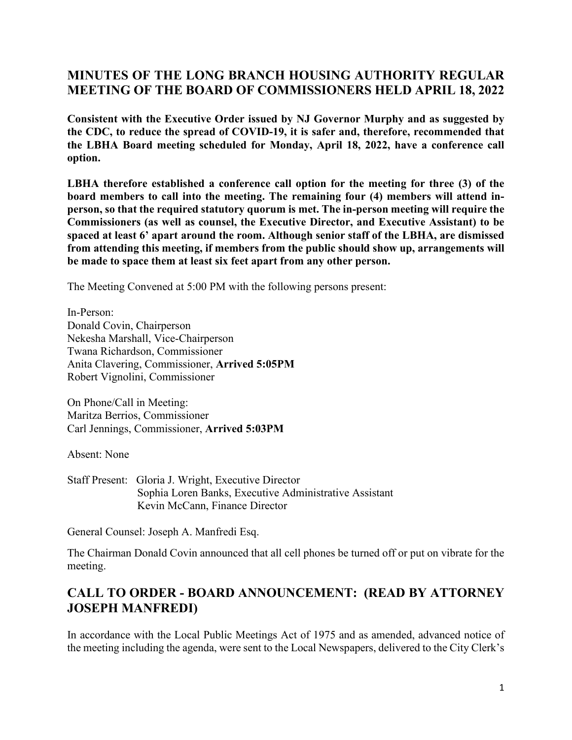## MINUTES OF THE LONG BRANCH HOUSING AUTHORITY REGULAR MEETING OF THE BOARD OF COMMISSIONERS HELD APRIL 18, 2022

**Consistent with the Executive Order issued by NJ Governor Murphy and as suggested by the CDC, to reduce the spread of COVID-19, it is safer and, therefore, recommended that the LBHA Board meeting scheduled for Monday, April 18, 2022, have a conference call option.**

**LBHA therefore established a conference call option for the meeting for three (3) of the board members to call into the meeting. The remaining four (4) members will attend in-person, so that the required statutory quorum is met. The in-person meeting will require the Commissioners (as well as counsel, the Executive Director, and Executive Assistant) to be spaced at least 6' apart around the room. Although senior staff of the LBHA, are dismissed from attending this meeting, if members from the public should show up, arrangements will be made to space them at least six feet apart from any other person.**

The Meeting Convened at 5:00 PM with the following persons present:

In-Person:
Donald Covin, Chairperson
Nekesha Marshall, Vice-Chairperson
Twana Richardson, Commissioner
Anita Clavering, Commissioner, **Arrived 5:05PM**
Robert Vignolini, Commissioner

On Phone/Call in Meeting:
Maritza Berrios, Commissioner
Carl Jennings, Commissioner, **Arrived 5:03PM**

Absent: None

Staff Present: Gloria J. Wright, Executive Director
Sophia Loren Banks, Executive Administrative Assistant
Kevin McCann, Finance Director

General Counsel: Joseph A. Manfredi Esq.

The Chairman Donald Covin announced that all cell phones be turned off or put on vibrate for the meeting.

## CALL TO ORDER - BOARD ANNOUNCEMENT: (READ BY ATTORNEY JOSEPH MANFREDI)

In accordance with the Local Public Meetings Act of 1975 and as amended, advanced notice of the meeting including the agenda, were sent to the Local Newspapers, delivered to the City Clerk's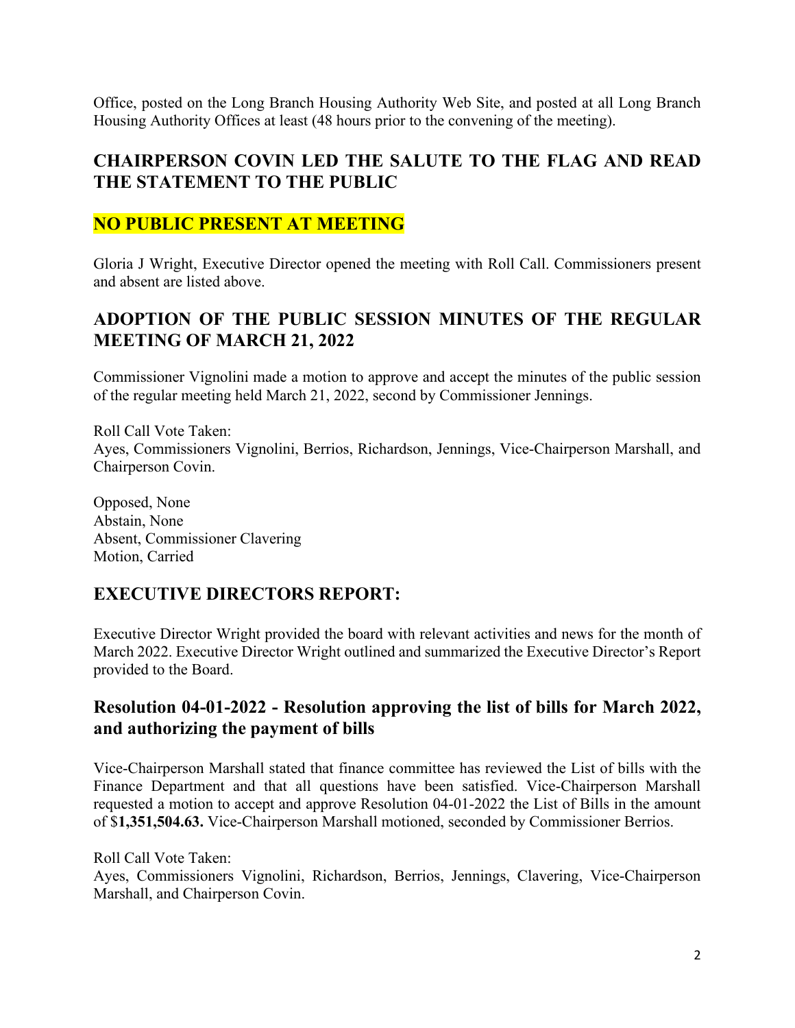Office, posted on the Long Branch Housing Authority Web Site, and posted at all Long Branch Housing Authority Offices at least (48 hours prior to the convening of the meeting).

## CHAIRPERSON COVIN LED THE SALUTE TO THE FLAG AND READ THE STATEMENT TO THE PUBLIC

## NO PUBLIC PRESENT AT MEETING

Gloria J Wright, Executive Director opened the meeting with Roll Call. Commissioners present and absent are listed above.

## ADOPTION OF THE PUBLIC SESSION MINUTES OF THE REGULAR MEETING OF MARCH 21, 2022

Commissioner Vignolini made a motion to approve and accept the minutes of the public session of the regular meeting held March 21, 2022, second by Commissioner Jennings.

Roll Call Vote Taken:
Ayes, Commissioners Vignolini, Berrios, Richardson, Jennings, Vice-Chairperson Marshall, and Chairperson Covin.

Opposed, None
Abstain, None
Absent, Commissioner Clavering
Motion, Carried

## EXECUTIVE DIRECTORS REPORT:

Executive Director Wright provided the board with relevant activities and news for the month of March 2022. Executive Director Wright outlined and summarized the Executive Director's Report provided to the Board.

## Resolution 04-01-2022 - Resolution approving the list of bills for March 2022, and authorizing the payment of bills

Vice-Chairperson Marshall stated that finance committee has reviewed the List of bills with the Finance Department and that all questions have been satisfied. Vice-Chairperson Marshall requested a motion to accept and approve Resolution 04-01-2022 the List of Bills in the amount of $**1,351,504.63.** Vice-Chairperson Marshall motioned, seconded by Commissioner Berrios.

Roll Call Vote Taken:
Ayes, Commissioners Vignolini, Richardson, Berrios, Jennings, Clavering, Vice-Chairperson Marshall, and Chairperson Covin.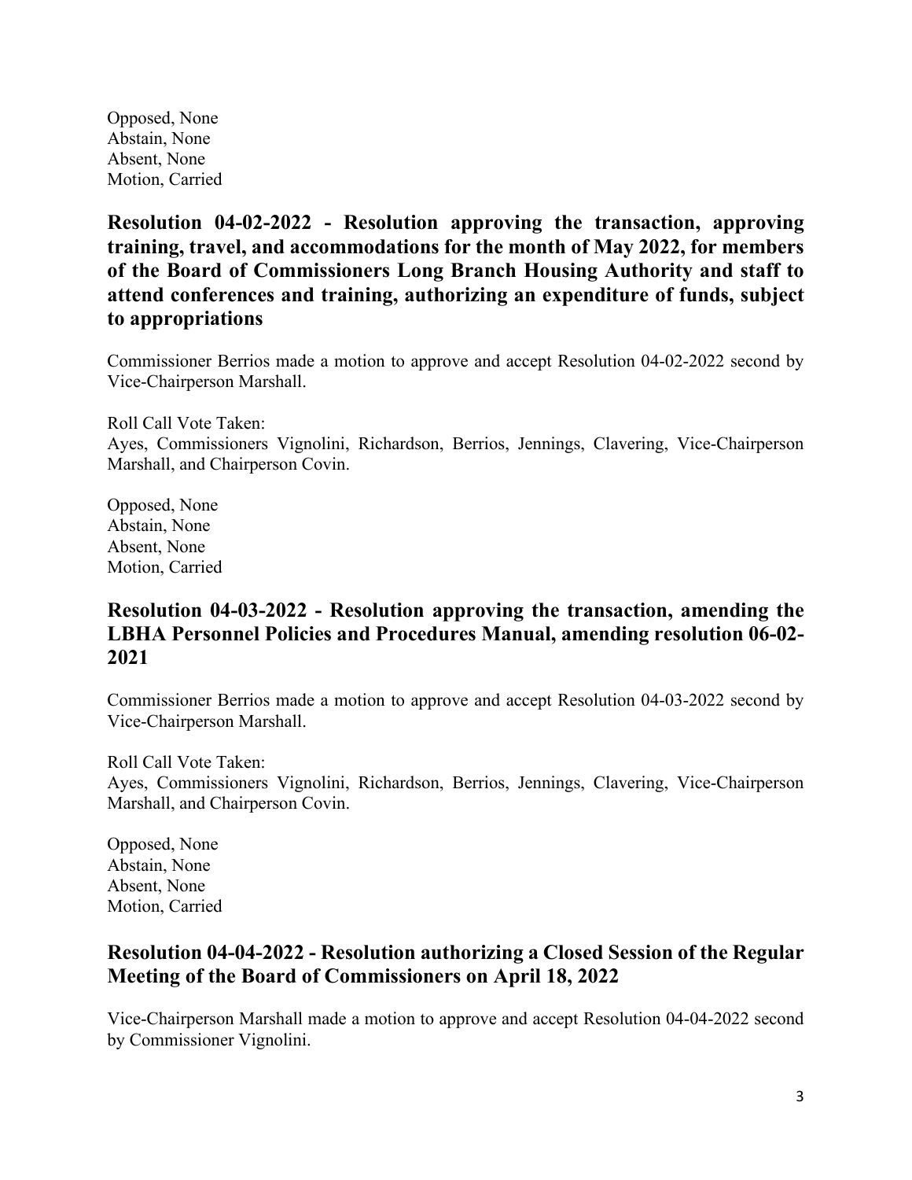Opposed, None
Abstain, None
Absent, None
Motion, Carried

### Resolution 04-02-2022 - Resolution approving the transaction, approving training, travel, and accommodations for the month of May 2022, for members of the Board of Commissioners Long Branch Housing Authority and staff to attend conferences and training, authorizing an expenditure of funds, subject to appropriations

Commissioner Berrios made a motion to approve and accept Resolution 04-02-2022 second by Vice-Chairperson Marshall.

Roll Call Vote Taken:
Ayes, Commissioners Vignolini, Richardson, Berrios, Jennings, Clavering, Vice-Chairperson Marshall, and Chairperson Covin.

Opposed, None
Abstain, None
Absent, None
Motion, Carried

### Resolution 04-03-2022 - Resolution approving the transaction, amending the LBHA Personnel Policies and Procedures Manual, amending resolution 06-02-2021

Commissioner Berrios made a motion to approve and accept Resolution 04-03-2022 second by Vice-Chairperson Marshall.

Roll Call Vote Taken:
Ayes, Commissioners Vignolini, Richardson, Berrios, Jennings, Clavering, Vice-Chairperson Marshall, and Chairperson Covin.

Opposed, None
Abstain, None
Absent, None
Motion, Carried

### Resolution 04-04-2022 - Resolution authorizing a Closed Session of the Regular Meeting of the Board of Commissioners on April 18, 2022

Vice-Chairperson Marshall made a motion to approve and accept Resolution 04-04-2022 second by Commissioner Vignolini.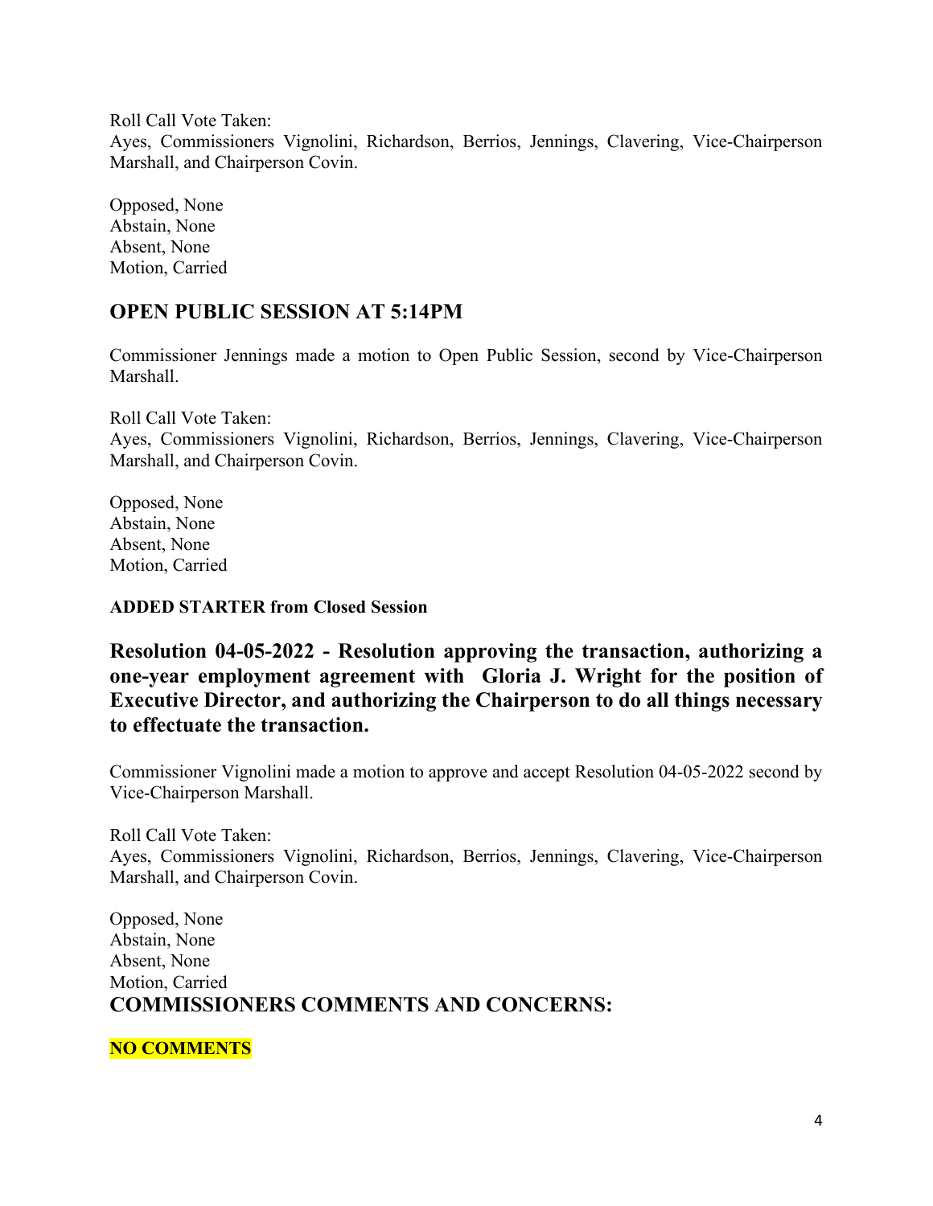Roll Call Vote Taken:
Ayes, Commissioners Vignolini, Richardson, Berrios, Jennings, Clavering, Vice-Chairperson Marshall, and Chairperson Covin.

Opposed, None
Abstain, None
Absent, None
Motion, Carried

## OPEN PUBLIC SESSION AT 5:14PM

Commissioner Jennings made a motion to Open Public Session, second by Vice-Chairperson Marshall.

Roll Call Vote Taken:
Ayes, Commissioners Vignolini, Richardson, Berrios, Jennings, Clavering, Vice-Chairperson Marshall, and Chairperson Covin.

Opposed, None
Abstain, None
Absent, None
Motion, Carried

**ADDED STARTER from Closed Session**

### Resolution 04-05-2022 - Resolution approving the transaction, authorizing a one-year employment agreement with Gloria J. Wright for the position of Executive Director, and authorizing the Chairperson to do all things necessary to effectuate the transaction.

Commissioner Vignolini made a motion to approve and accept Resolution 04-05-2022 second by Vice-Chairperson Marshall.

Roll Call Vote Taken:
Ayes, Commissioners Vignolini, Richardson, Berrios, Jennings, Clavering, Vice-Chairperson Marshall, and Chairperson Covin.

Opposed, None
Abstain, None
Absent, None
Motion, Carried

## COMMISSIONERS COMMENTS AND CONCERNS:

**NO COMMENTS**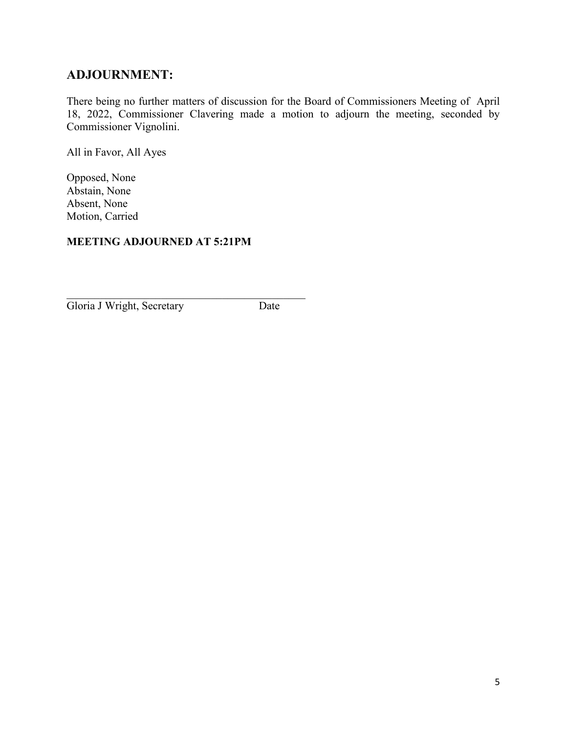## ADJOURNMENT:

There being no further matters of discussion for the Board of Commissioners Meeting of April 18, 2022, Commissioner Clavering made a motion to adjourn the meeting, seconded by Commissioner Vignolini.

All in Favor, All Ayes

Opposed, None
Abstain, None
Absent, None
Motion, Carried

**MEETING ADJOURNED AT 5:21PM**

_______________________________________________

Gloria J Wright, Secretary Date